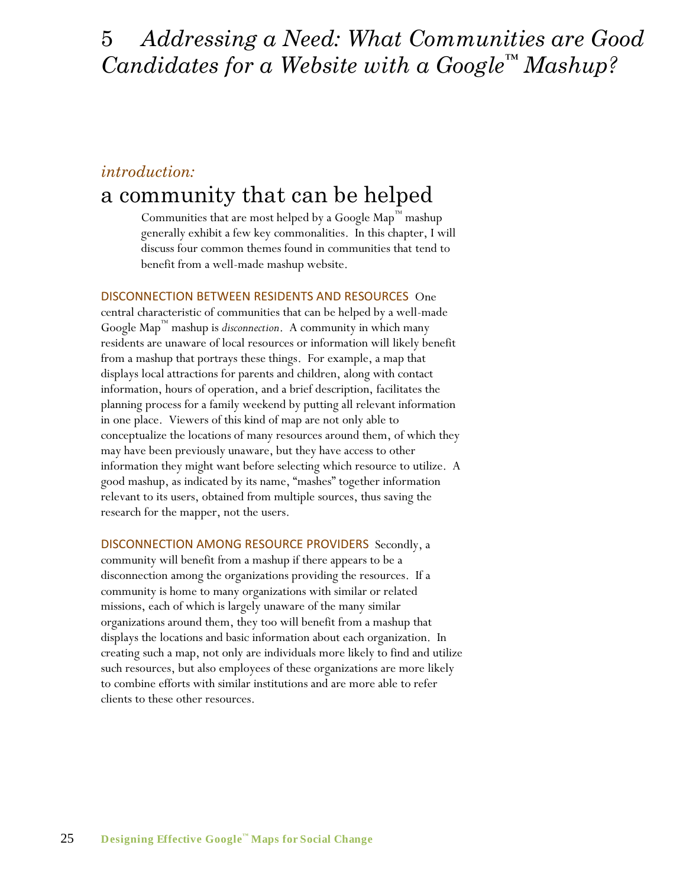# 5 *Addressing a Need: What Communities are Good Candidates for a Website with a Google™ Mashup?*

*introduction:*

## a community that can be helped

Communities that are most helped by a Google Map™ mashup generally exhibit a few key commonalities. In this chapter, I will discuss four common themes found in communities that tend to benefit from a well-made mashup website.

**DISCONNECTION BETWEEN RESIDENTS AND RESOURCES** One central characteristic of communities that can be helped by a well-made Google Map™ mashup is *disconnection*. A community in which many residents are unaware of local resources or information will likely benefit from a mashup that portrays these things. For example, a map that displays local attractions for parents and children, along with contact information, hours of operation, and a brief description, facilitates the planning process for a family weekend by putting all relevant information in one place. Viewers of this kind of map are not only able to conceptualize the locations of many resources around them, of which they may have been previously unaware, but they have access to other information they might want before selecting which resource to utilize. A good mashup, as indicated by its name, "mashes" together information relevant to its users, obtained from multiple sources, thus saving the research for the mapper, not the users.

**DISCONNECTION AMONG RESOURCE PROVIDERS** Secondly, a community will benefit from a mashup if there appears to be a disconnection among the organizations providing the resources. If a community is home to many organizations with similar or related missions, each of which is largely unaware of the many similar organizations around them, they too will benefit from a mashup that displays the locations and basic information about each organization. In creating such a map, not only are individuals more likely to find and utilize such resources, but also employees of these organizations are more likely to combine efforts with similar institutions and are more able to refer clients to these other resources.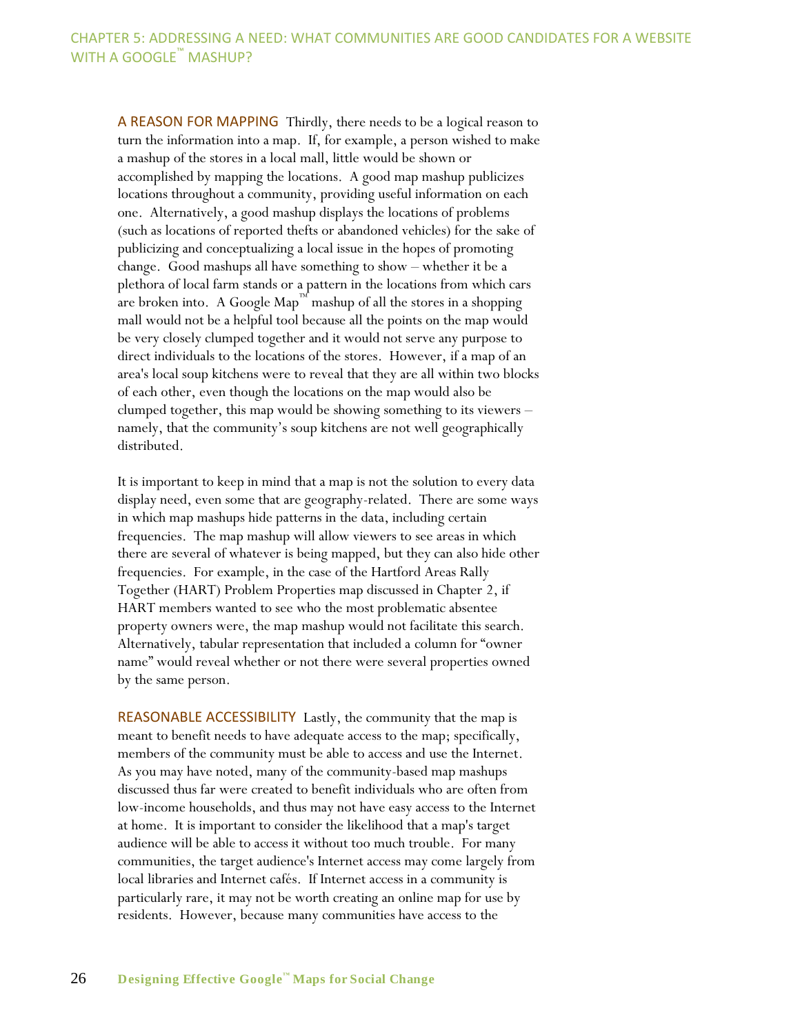**A REASON FOR MAPPING** Thirdly, there needs to be a logical reason to turn the information into a map. If, for example, a person wished to make a mashup of the stores in a local mall, little would be shown or accomplished by mapping the locations. A good map mashup publicizes locations throughout a community, providing useful information on each one. Alternatively, a good mashup displays the locations of problems (such as locations of reported thefts or abandoned vehicles) for the sake of publicizing and conceptualizing a local issue in the hopes of promoting change. Good mashups all have something to show – whether it be a plethora of local farm stands or a pattern in the locations from which cars are broken into. A Google Map™ mashup of all the stores in a shopping mall would not be a helpful tool because all the points on the map would be very closely clumped together and it would not serve any purpose to direct individuals to the locations of the stores. However, if a map of an area's local soup kitchens were to reveal that they are all within two blocks of each other, even though the locations on the map would also be clumped together, this map would be showing something to its viewers – namely, that the community's soup kitchens are not well geographically distributed.

It is important to keep in mind that a map is not the solution to every data display need, even some that are geography-related. There are some ways in which map mashups hide patterns in the data, including certain frequencies. The map mashup will allow viewers to see areas in which there are several of whatever is being mapped, but they can also hide other frequencies. For example, in the case of the Hartford Areas Rally Together (HART) Problem Properties map discussed in Chapter 2, if HART members wanted to see who the most problematic absentee property owners were, the map mashup would not facilitate this search. Alternatively, tabular representation that included a column for "owner name" would reveal whether or not there were several properties owned by the same person.

**REASONABLE ACCESSIBILITY** Lastly, the community that the map is meant to benefit needs to have adequate access to the map; specifically, members of the community must be able to access and use the Internet. As you may have noted, many of the community-based map mashups discussed thus far were created to benefit individuals who are often from low-income households, and thus may not have easy access to the Internet at home. It is important to consider the likelihood that a map's target audience will be able to access it without too much trouble. For many communities, the target audience's Internet access may come largely from local libraries and Internet cafés. If Internet access in a community is particularly rare, it may not be worth creating an online map for use by residents. However, because many communities have access to the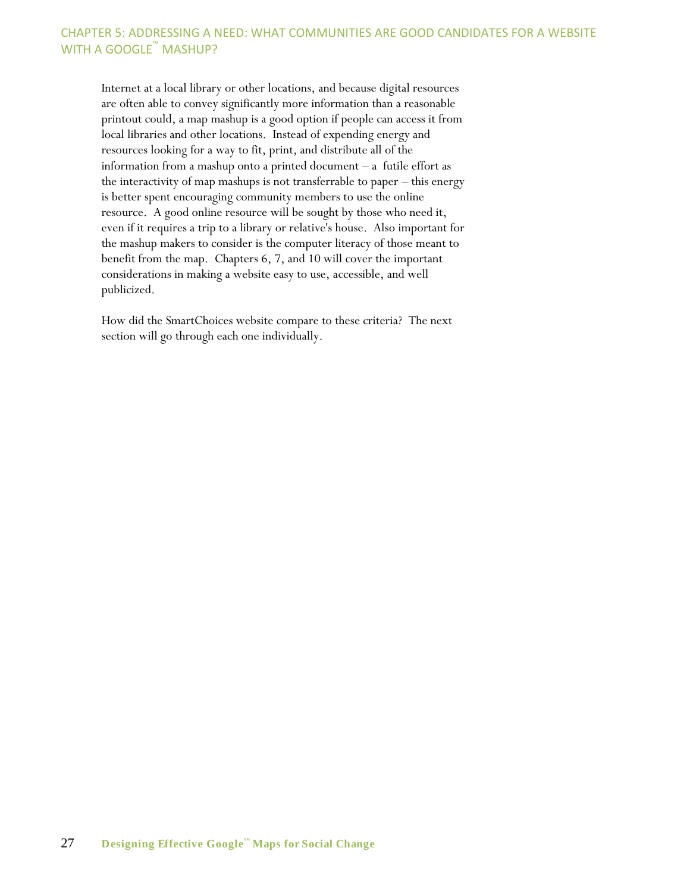Internet at a local library or other locations, and because digital resources are often able to convey significantly more information than a reasonable printout could, a map mashup is a good option if people can access it from local libraries and other locations. Instead of expending energy and resources looking for a way to fit, print, and distribute all of the information from a mashup onto a printed document – a futile effort as the interactivity of map mashups is not transferrable to paper – this energy is better spent encouraging community members to use the online resource. A good online resource will be sought by those who need it, even if it requires a trip to a library or relative's house. Also important for the mashup makers to consider is the computer literacy of those meant to benefit from the map. Chapters 6, 7, and 10 will cover the important considerations in making a website easy to use, accessible, and well publicized.

How did the SmartChoices website compare to these criteria? The next section will go through each one individually.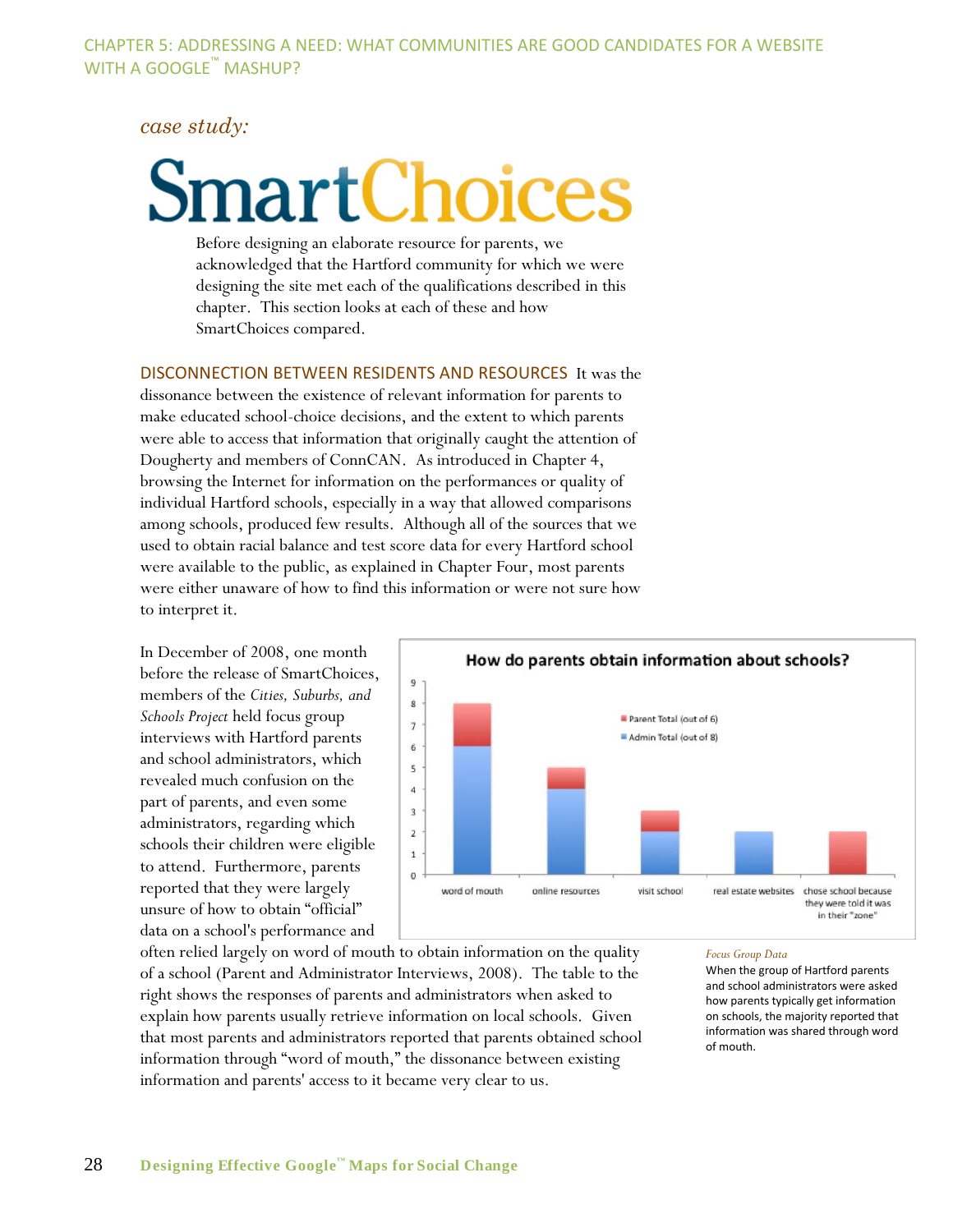*case study:*

# SmartChoices

Before designing an elaborate resource for parents, we acknowledged that the Hartford community for which we were designing the site met each of the qualifications described in this chapter. This section looks at each of these and how SmartChoices compared.

**DISCONNECTION BETWEEN RESIDENTS AND RESOURCES** It was the dissonance between the existence of relevant information for parents to make educated school-choice decisions, and the extent to which parents were able to access that information that originally caught the attention of Dougherty and members of ConnCAN. As introduced in Chapter 4, browsing the Internet for information on the performances or quality of individual Hartford schools, especially in a way that allowed comparisons among schools, produced few results. Although all of the sources that we used to obtain racial balance and test score data for every Hartford school were available to the public, as explained in Chapter Four, most parents were either unaware of how to find this information or were not sure how to interpret it.

In December of 2008, one month before the release of SmartChoices, members of the *Cities, Suburbs, and Schools Project* held focus group interviews with Hartford parents and school administrators, which revealed much confusion on the part of parents, and even some administrators, regarding which schools their children were eligible to attend. Furthermore, parents reported that they were largely unsure of how to obtain "official" data on a school's performance and often relied largely on word of mouth to obtain information on the quality of a school (Parent and Administrator Interviews, 2008). The table to the right shows the responses of parents and administrators when asked to explain how parents usually retrieve information on local schools. Given that most parents and administrators reported that parents obtained school information through "word of mouth," the dissonance between existing information and parents' access to it became very clear to us.

**How do parents obtain information about schools?**

| | Admin Total (out of 8) | Parent Total (out of 6) |
|---|---|---|
| word of mouth | 6 | 2 |
| online resources | 4 | 1 |
| visit school | 2 | 1 |
| real estate websites | 2 | 0 |
| chose school because they were told it was in their "zone" | 0 | 2 |

*Focus Group Data*

When the group of Hartford parents and school administrators were asked how parents typically get information on schools, the majority reported that information was shared through word of mouth.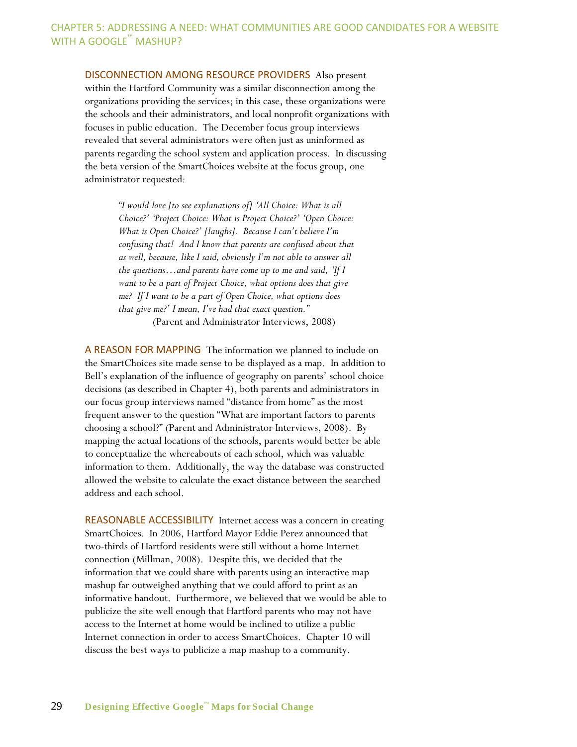**DISCONNECTION AMONG RESOURCE PROVIDERS** Also present within the Hartford Community was a similar disconnection among the organizations providing the services; in this case, these organizations were the schools and their administrators, and local nonprofit organizations with focuses in public education. The December focus group interviews revealed that several administrators were often just as uninformed as parents regarding the school system and application process. In discussing the beta version of the SmartChoices website at the focus group, one administrator requested:

> *"I would love [to see explanations of] 'All Choice: What is all Choice?' 'Project Choice: What is Project Choice?' 'Open Choice: What is Open Choice?' [laughs]. Because I can't believe I'm confusing that! And I know that parents are confused about that as well, because, like I said, obviously I'm not able to answer all the questions…and parents have come up to me and said, 'If I want to be a part of Project Choice, what options does that give me? If I want to be a part of Open Choice, what options does that give me?' I mean, I've had that exact question."*
>
> (Parent and Administrator Interviews, 2008)

**A REASON FOR MAPPING** The information we planned to include on the SmartChoices site made sense to be displayed as a map. In addition to Bell's explanation of the influence of geography on parents' school choice decisions (as described in Chapter 4), both parents and administrators in our focus group interviews named "distance from home" as the most frequent answer to the question "What are important factors to parents choosing a school?" (Parent and Administrator Interviews, 2008). By mapping the actual locations of the schools, parents would better be able to conceptualize the whereabouts of each school, which was valuable information to them. Additionally, the way the database was constructed allowed the website to calculate the exact distance between the searched address and each school.

**REASONABLE ACCESSIBILITY** Internet access was a concern in creating SmartChoices. In 2006, Hartford Mayor Eddie Perez announced that two-thirds of Hartford residents were still without a home Internet connection (Millman, 2008). Despite this, we decided that the information that we could share with parents using an interactive map mashup far outweighed anything that we could afford to print as an informative handout. Furthermore, we believed that we would be able to publicize the site well enough that Hartford parents who may not have access to the Internet at home would be inclined to utilize a public Internet connection in order to access SmartChoices. Chapter 10 will discuss the best ways to publicize a map mashup to a community.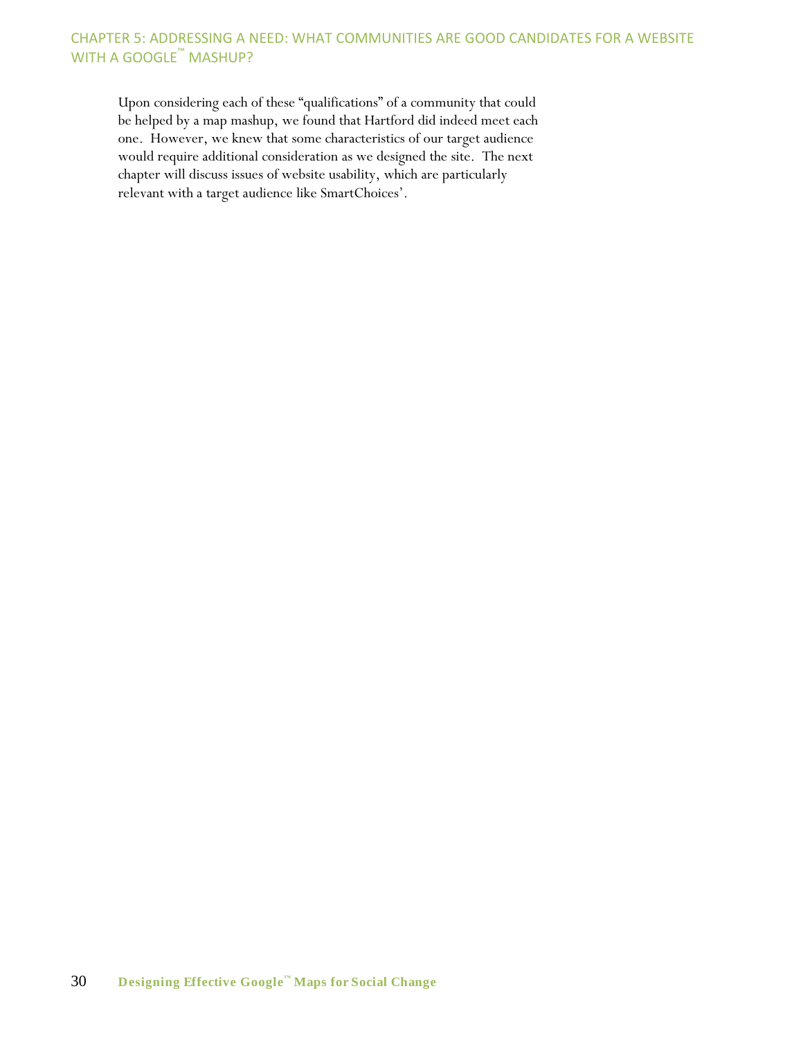Upon considering each of these "qualifications" of a community that could be helped by a map mashup, we found that Hartford did indeed meet each one. However, we knew that some characteristics of our target audience would require additional consideration as we designed the site. The next chapter will discuss issues of website usability, which are particularly relevant with a target audience like SmartChoices'.